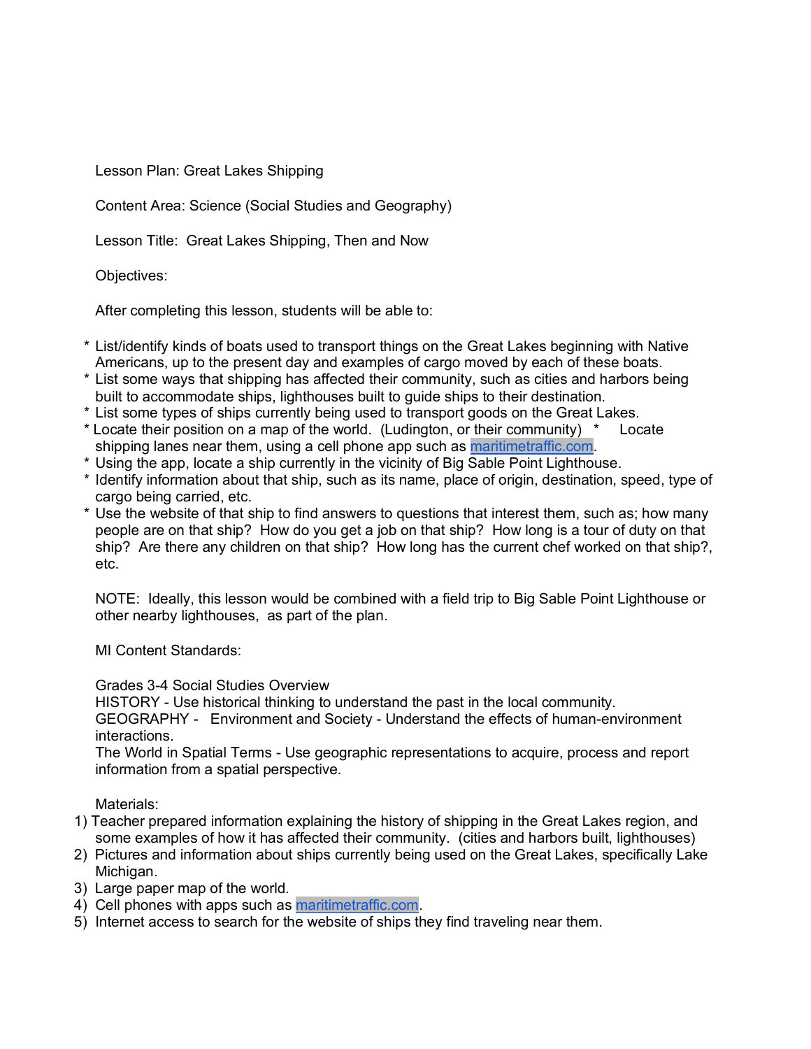Lesson Plan: Great Lakes Shipping

Content Area: Science (Social Studies and Geography)

Lesson Title: Great Lakes Shipping, Then and Now

Objectives:

After completing this lesson, students will be able to:

* List/identify kinds of boats used to transport things on the Great Lakes beginning with Native Americans, up to the present day and examples of cargo moved by each of these boats.
* List some ways that shipping has affected their community, such as cities and harbors being built to accommodate ships, lighthouses built to guide ships to their destination.
* List some types of ships currently being used to transport goods on the Great Lakes.
* Locate their position on a map of the world. (Ludington, or their community) * Locate shipping lanes near them, using a cell phone app such as [maritimetraffic.com](maritimetraffic.com).
* Using the app, locate a ship currently in the vicinity of Big Sable Point Lighthouse.
* Identify information about that ship, such as its name, place of origin, destination, speed, type of cargo being carried, etc.
* Use the website of that ship to find answers to questions that interest them, such as; how many people are on that ship? How do you get a job on that ship? How long is a tour of duty on that ship? Are there any children on that ship? How long has the current chef worked on that ship?, etc.

NOTE: Ideally, this lesson would be combined with a field trip to Big Sable Point Lighthouse or other nearby lighthouses, as part of the plan.

MI Content Standards:

Grades 3-4 Social Studies Overview
HISTORY - Use historical thinking to understand the past in the local community.
GEOGRAPHY - Environment and Society - Understand the effects of human-environment interactions.
The World in Spatial Terms - Use geographic representations to acquire, process and report information from a spatial perspective.

Materials:

1) Teacher prepared information explaining the history of shipping in the Great Lakes region, and some examples of how it has affected their community. (cities and harbors built, lighthouses)
2) Pictures and information about ships currently being used on the Great Lakes, specifically Lake Michigan.
3) Large paper map of the world.
4) Cell phones with apps such as [maritimetraffic.com](maritimetraffic.com).
5) Internet access to search for the website of ships they find traveling near them.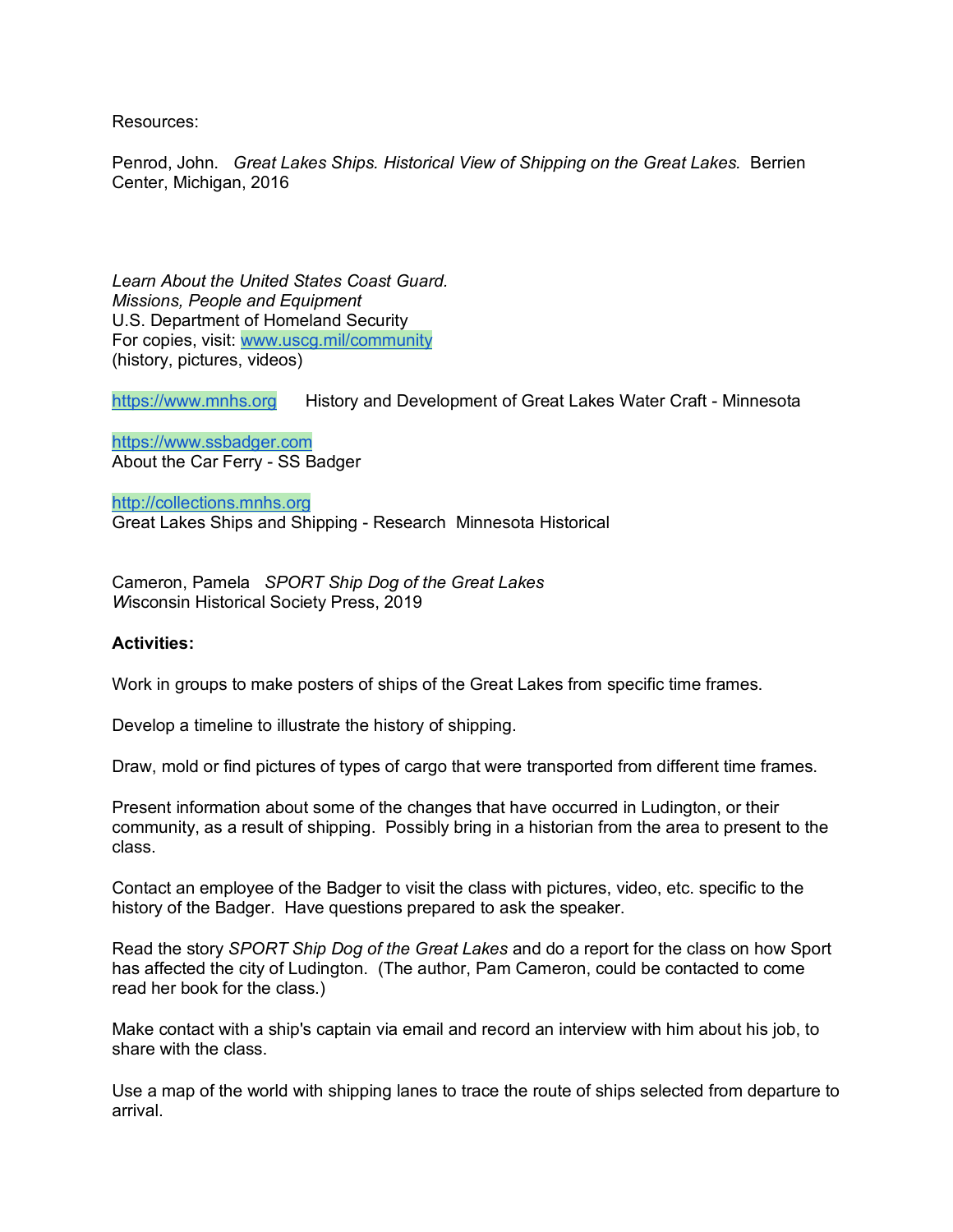Resources:

Penrod, John. *Great Lakes Ships. Historical View of Shipping on the Great Lakes.* Berrien Center, Michigan, 2016

*Learn About the United States Coast Guard.*
*Missions, People and Equipment*
U.S. Department of Homeland Security
For copies, visit: www.uscg.mil/community
(history, pictures, videos)

https://www.mnhs.org History and Development of Great Lakes Water Craft - Minnesota

https://www.ssbadger.com
About the Car Ferry - SS Badger

http://collections.mnhs.org
Great Lakes Ships and Shipping - Research Minnesota Historical

Cameron, Pamela *SPORT Ship Dog of the Great Lakes*
*W*isconsin Historical Society Press, 2019

**Activities:**

Work in groups to make posters of ships of the Great Lakes from specific time frames.

Develop a timeline to illustrate the history of shipping.

Draw, mold or find pictures of types of cargo that were transported from different time frames.

Present information about some of the changes that have occurred in Ludington, or their community, as a result of shipping. Possibly bring in a historian from the area to present to the class.

Contact an employee of the Badger to visit the class with pictures, video, etc. specific to the history of the Badger. Have questions prepared to ask the speaker.

Read the story *SPORT Ship Dog of the Great Lakes* and do a report for the class on how Sport has affected the city of Ludington. (The author, Pam Cameron, could be contacted to come read her book for the class.)

Make contact with a ship's captain via email and record an interview with him about his job, to share with the class.

Use a map of the world with shipping lanes to trace the route of ships selected from departure to arrival.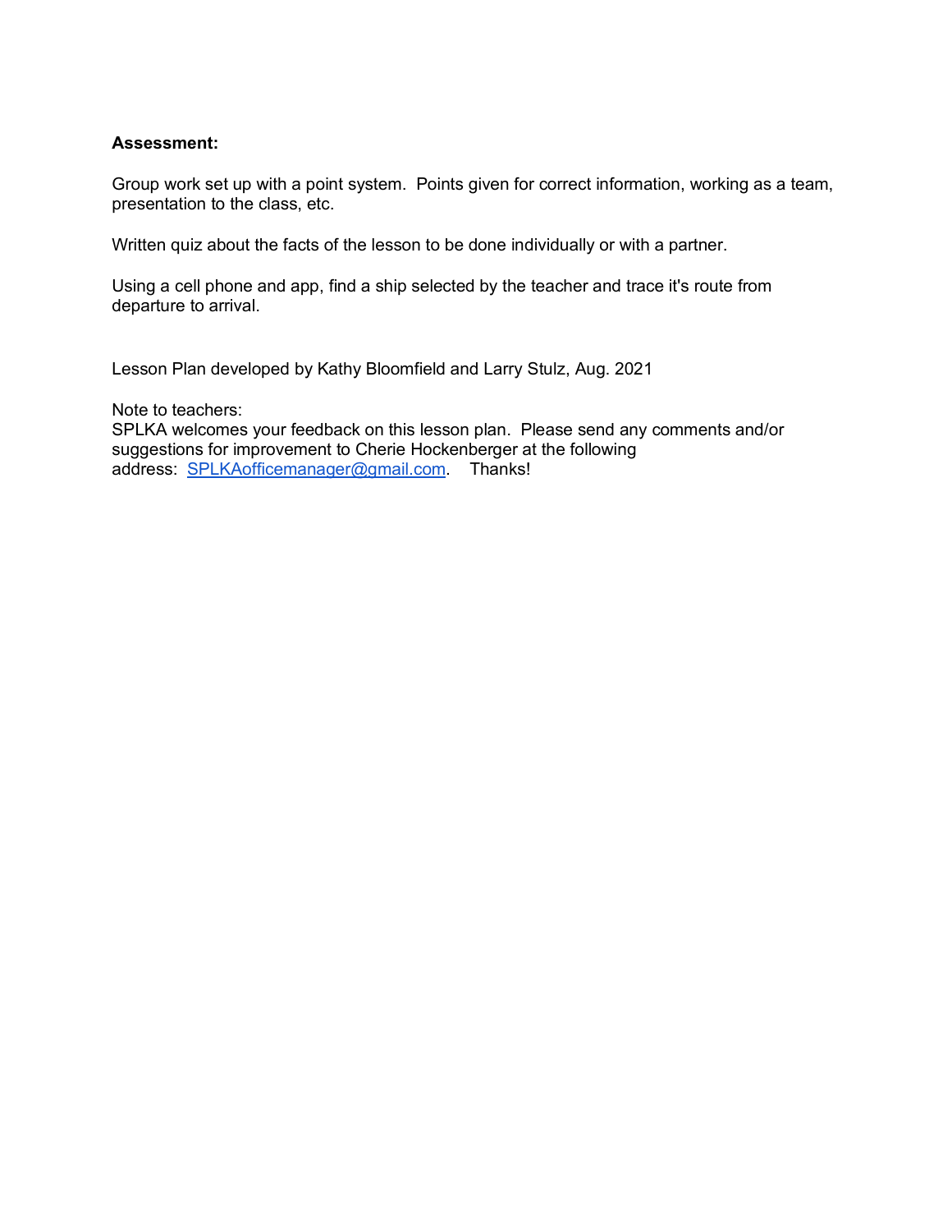**Assessment:**

Group work set up with a point system. Points given for correct information, working as a team, presentation to the class, etc.

Written quiz about the facts of the lesson to be done individually or with a partner.

Using a cell phone and app, find a ship selected by the teacher and trace it's route from departure to arrival.

Lesson Plan developed by Kathy Bloomfield and Larry Stulz, Aug. 2021

Note to teachers:
SPLKA welcomes your feedback on this lesson plan. Please send any comments and/or suggestions for improvement to Cherie Hockenberger at the following address: [SPLKAofficemanager@gmail.com](mailto:SPLKAofficemanager@gmail.com). Thanks!